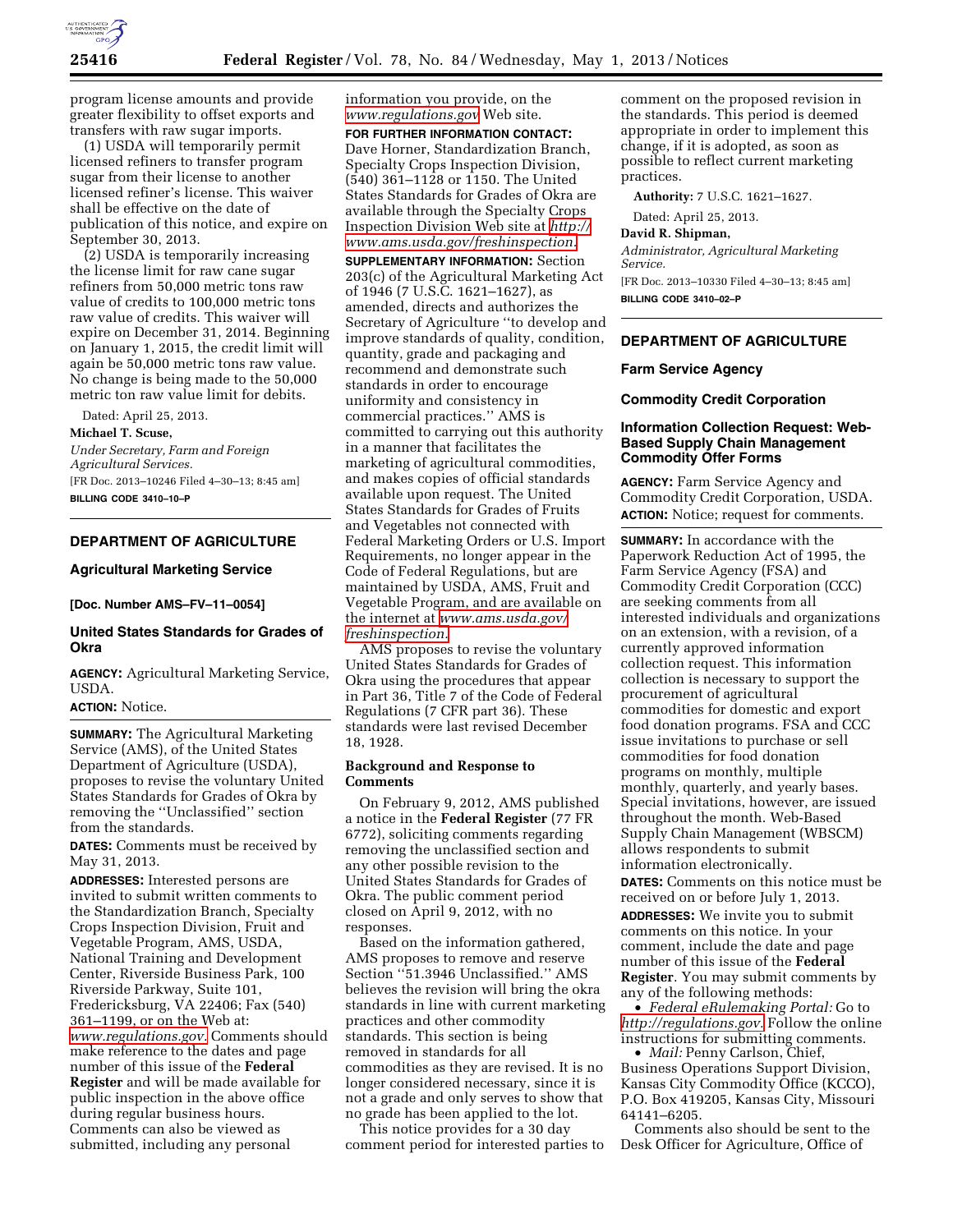program license amounts and provide greater flexibility to offset exports and transfers with raw sugar imports.

(1) USDA will temporarily permit licensed refiners to transfer program sugar from their license to another licensed refiner's license. This waiver shall be effective on the date of publication of this notice, and expire on September 30, 2013.

(2) USDA is temporarily increasing the license limit for raw cane sugar refiners from 50,000 metric tons raw value of credits to 100,000 metric tons raw value of credits. This waiver will expire on December 31, 2014. Beginning on January 1, 2015, the credit limit will again be 50,000 metric tons raw value. No change is being made to the 50,000 metric ton raw value limit for debits.

Dated: April 25, 2013.

**Michael T. Scuse,**

*Under Secretary, Farm and Foreign Agricultural Services.*

[FR Doc. 2013–10246 Filed 4–30–13; 8:45 am]

**BILLING CODE 3410–10–P**

---

## DEPARTMENT OF AGRICULTURE

### Agricultural Marketing Service

**[Doc. Number AMS–FV–11–0054]**

### United States Standards for Grades of Okra

**AGENCY:** Agricultural Marketing Service, USDA.

**ACTION:** Notice.

**SUMMARY:** The Agricultural Marketing Service (AMS), of the United States Department of Agriculture (USDA), proposes to revise the voluntary United States Standards for Grades of Okra by removing the ''Unclassified'' section from the standards.

**DATES:** Comments must be received by May 31, 2013.

**ADDRESSES:** Interested persons are invited to submit written comments to the Standardization Branch, Specialty Crops Inspection Division, Fruit and Vegetable Program, AMS, USDA, National Training and Development Center, Riverside Business Park, 100 Riverside Parkway, Suite 101, Fredericksburg, VA 22406; Fax (540) 361–1199, or on the Web at: www.regulations.gov. Comments should make reference to the dates and page number of this issue of the **Federal Register** and will be made available for public inspection in the above office during regular business hours. Comments can also be viewed as submitted, including any personal information you provide, on the www.regulations.gov Web site.

**FOR FURTHER INFORMATION CONTACT:** Dave Horner, Standardization Branch, Specialty Crops Inspection Division, (540) 361–1128 or 1150. The United States Standards for Grades of Okra are available through the Specialty Crops Inspection Division Web site at http://www.ams.usda.gov/freshinspection.

**SUPPLEMENTARY INFORMATION:** Section 203(c) of the Agricultural Marketing Act of 1946 (7 U.S.C. 1621–1627), as amended, directs and authorizes the Secretary of Agriculture ''to develop and improve standards of quality, condition, quantity, grade and packaging and recommend and demonstrate such standards in order to encourage uniformity and consistency in commercial practices.'' AMS is committed to carrying out this authority in a manner that facilitates the marketing of agricultural commodities, and makes copies of official standards available upon request. The United States Standards for Grades of Fruits and Vegetables not connected with Federal Marketing Orders or U.S. Import Requirements, no longer appear in the Code of Federal Regulations, but are maintained by USDA, AMS, Fruit and Vegetable Program, and are available on the internet at www.ams.usda.gov/freshinspection.

AMS proposes to revise the voluntary United States Standards for Grades of Okra using the procedures that appear in Part 36, Title 7 of the Code of Federal Regulations (7 CFR part 36). These standards were last revised December 18, 1928.

#### Background and Response to Comments

On February 9, 2012, AMS published a notice in the **Federal Register** (77 FR 6772), soliciting comments regarding removing the unclassified section and any other possible revision to the United States Standards for Grades of Okra. The public comment period closed on April 9, 2012, with no responses.

Based on the information gathered, AMS proposes to remove and reserve Section ''51.3946 Unclassified.'' AMS believes the revision will bring the okra standards in line with current marketing practices and other commodity standards. This section is being removed in standards for all commodities as they are revised. It is no longer considered necessary, since it is not a grade and only serves to show that no grade has been applied to the lot.

This notice provides for a 30 day comment period for interested parties to comment on the proposed revision in the standards. This period is deemed appropriate in order to implement this change, if it is adopted, as soon as possible to reflect current marketing practices.

**Authority:** 7 U.S.C. 1621–1627.

Dated: April 25, 2013.

**David R. Shipman,**

*Administrator, Agricultural Marketing Service.*

[FR Doc. 2013–10330 Filed 4–30–13; 8:45 am]

**BILLING CODE 3410–02–P**

---

## DEPARTMENT OF AGRICULTURE

### Farm Service Agency

### Commodity Credit Corporation

### Information Collection Request: Web-Based Supply Chain Management Commodity Offer Forms

**AGENCY:** Farm Service Agency and Commodity Credit Corporation, USDA.

**ACTION:** Notice; request for comments.

**SUMMARY:** In accordance with the Paperwork Reduction Act of 1995, the Farm Service Agency (FSA) and Commodity Credit Corporation (CCC) are seeking comments from all interested individuals and organizations on an extension, with a revision, of a currently approved information collection request. This information collection is necessary to support the procurement of agricultural commodities for domestic and export food donation programs. FSA and CCC issue invitations to purchase or sell commodities for food donation programs on monthly, multiple monthly, quarterly, and yearly bases. Special invitations, however, are issued throughout the month. Web-Based Supply Chain Management (WBSCM) allows respondents to submit information electronically.

**DATES:** Comments on this notice must be received on or before July 1, 2013.

**ADDRESSES:** We invite you to submit comments on this notice. In your comment, include the date and page number of this issue of the **Federal Register**. You may submit comments by any of the following methods:

- *Federal eRulemaking Portal:* Go to http://regulations.gov. Follow the online instructions for submitting comments.
- *Mail:* Penny Carlson, Chief, Business Operations Support Division, Kansas City Commodity Office (KCCO), P.O. Box 419205, Kansas City, Missouri 64141–6205.

Comments also should be sent to the Desk Officer for Agriculture, Office of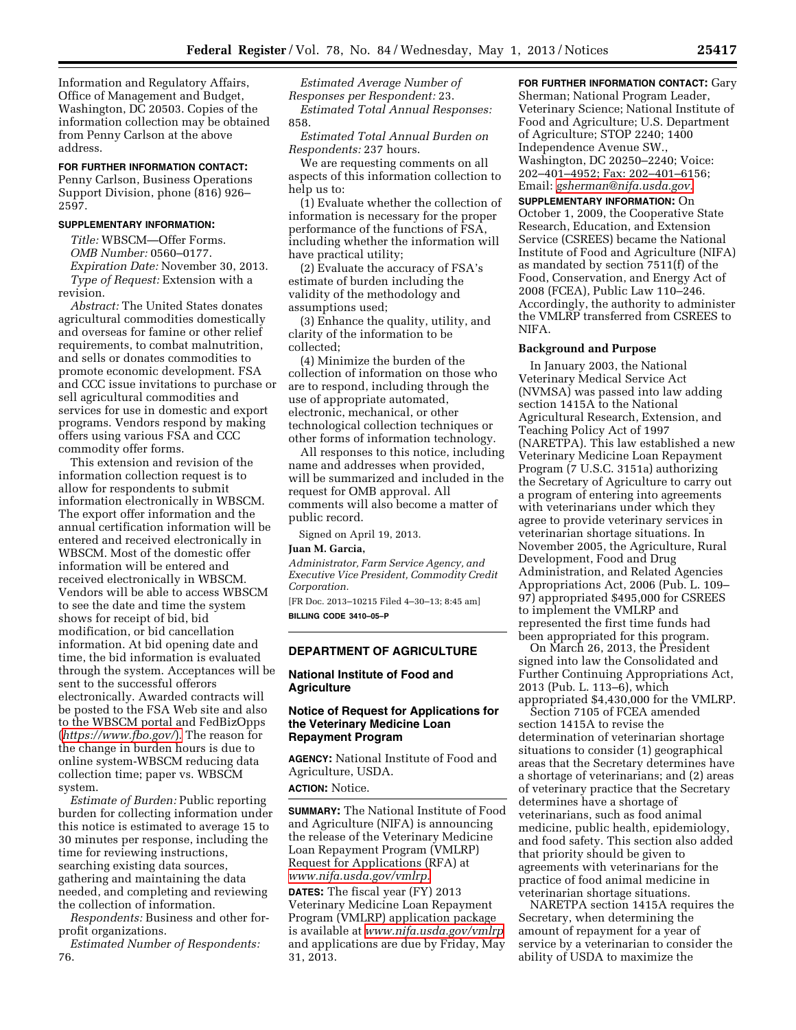Information and Regulatory Affairs, Office of Management and Budget, Washington, DC 20503. Copies of the information collection may be obtained from Penny Carlson at the above address.

**FOR FURTHER INFORMATION CONTACT:** Penny Carlson, Business Operations Support Division, phone (816) 926–2597.

**SUPPLEMENTARY INFORMATION:**

*Title:* WBSCM—Offer Forms.

*OMB Number:* 0560–0177.

*Expiration Date:* November 30, 2013.

*Type of Request:* Extension with a revision.

*Abstract:* The United States donates agricultural commodities domestically and overseas for famine or other relief requirements, to combat malnutrition, and sells or donates commodities to promote economic development. FSA and CCC issue invitations to purchase or sell agricultural commodities and services for use in domestic and export programs. Vendors respond by making offers using various FSA and CCC commodity offer forms.

This extension and revision of the information collection request is to allow for respondents to submit information electronically in WBSCM. The export offer information and the annual certification information will be entered and received electronically in WBSCM. Most of the domestic offer information will be entered and received electronically in WBSCM. Vendors will be able to access WBSCM to see the date and time the system shows for receipt of bid, bid modification, or bid cancellation information. At bid opening date and time, the bid information is evaluated through the system. Acceptances will be sent to the successful offerors electronically. Awarded contracts will be posted to the FSA Web site and also to the WBSCM portal and FedBizOpps (https://www.fbo.gov/). The reason for the change in burden hours is due to online system-WBSCM reducing data collection time; paper vs. WBSCM system.

*Estimate of Burden:* Public reporting burden for collecting information under this notice is estimated to average 15 to 30 minutes per response, including the time for reviewing instructions, searching existing data sources, gathering and maintaining the data needed, and completing and reviewing the collection of information.

*Respondents:* Business and other for-profit organizations.

*Estimated Number of Respondents:* 76.

*Estimated Average Number of Responses per Respondent:* 23.

*Estimated Total Annual Responses:* 858.

*Estimated Total Annual Burden on Respondents:* 237 hours.

We are requesting comments on all aspects of this information collection to help us to:

(1) Evaluate whether the collection of information is necessary for the proper performance of the functions of FSA, including whether the information will have practical utility;

(2) Evaluate the accuracy of FSA's estimate of burden including the validity of the methodology and assumptions used;

(3) Enhance the quality, utility, and clarity of the information to be collected;

(4) Minimize the burden of the collection of information on those who are to respond, including through the use of appropriate automated, electronic, mechanical, or other technological collection techniques or other forms of information technology.

All responses to this notice, including name and addresses when provided, will be summarized and included in the request for OMB approval. All comments will also become a matter of public record.

Signed on April 19, 2013.

**Juan M. Garcia,**

*Administrator, Farm Service Agency, and Executive Vice President, Commodity Credit Corporation.*

[FR Doc. 2013–10215 Filed 4–30–13; 8:45 am]

**BILLING CODE 3410–05–P**

## DEPARTMENT OF AGRICULTURE

### National Institute of Food and Agriculture

### Notice of Request for Applications for the Veterinary Medicine Loan Repayment Program

**AGENCY:** National Institute of Food and Agriculture, USDA.

**ACTION:** Notice.

**SUMMARY:** The National Institute of Food and Agriculture (NIFA) is announcing the release of the Veterinary Medicine Loan Repayment Program (VMLRP) Request for Applications (RFA) at *www.nifa.usda.gov/vmlrp.*

**DATES:** The fiscal year (FY) 2013 Veterinary Medicine Loan Repayment Program (VMLRP) application package is available at *www.nifa.usda.gov/vmlrp* and applications are due by Friday, May 31, 2013.

**FOR FURTHER INFORMATION CONTACT:** Gary Sherman; National Program Leader, Veterinary Science; National Institute of Food and Agriculture; U.S. Department of Agriculture; STOP 2240; 1400 Independence Avenue SW., Washington, DC 20250–2240; Voice: 202–401–4952; Fax: 202–401–6156; Email: *gsherman@nifa.usda.gov.*

**SUPPLEMENTARY INFORMATION:** On October 1, 2009, the Cooperative State Research, Education, and Extension Service (CSREES) became the National Institute of Food and Agriculture (NIFA) as mandated by section 7511(f) of the Food, Conservation, and Energy Act of 2008 (FCEA), Public Law 110–246. Accordingly, the authority to administer the VMLRP transferred from CSREES to NIFA.

**Background and Purpose**

In January 2003, the National Veterinary Medical Service Act (NVMSA) was passed into law adding section 1415A to the National Agricultural Research, Extension, and Teaching Policy Act of 1997 (NARETPA). This law established a new Veterinary Medicine Loan Repayment Program (7 U.S.C. 3151a) authorizing the Secretary of Agriculture to carry out a program of entering into agreements with veterinarians under which they agree to provide veterinary services in veterinarian shortage situations. In November 2005, the Agriculture, Rural Development, Food and Drug Administration, and Related Agencies Appropriations Act, 2006 (Pub. L. 109–97) appropriated $495,000 for CSREES to implement the VMLRP and represented the first time funds had been appropriated for this program.

On March 26, 2013, the President signed into law the Consolidated and Further Continuing Appropriations Act, 2013 (Pub. L. 113–6), which appropriated $4,430,000 for the VMLRP.

Section 7105 of FCEA amended section 1415A to revise the determination of veterinarian shortage situations to consider (1) geographical areas that the Secretary determines have a shortage of veterinarians; and (2) areas of veterinary practice that the Secretary determines have a shortage of veterinarians, such as food animal medicine, public health, epidemiology, and food safety. This section also added that priority should be given to agreements with veterinarians for the practice of food animal medicine in veterinarian shortage situations.

NARETPA section 1415A requires the Secretary, when determining the amount of repayment for a year of service by a veterinarian to consider the ability of USDA to maximize the